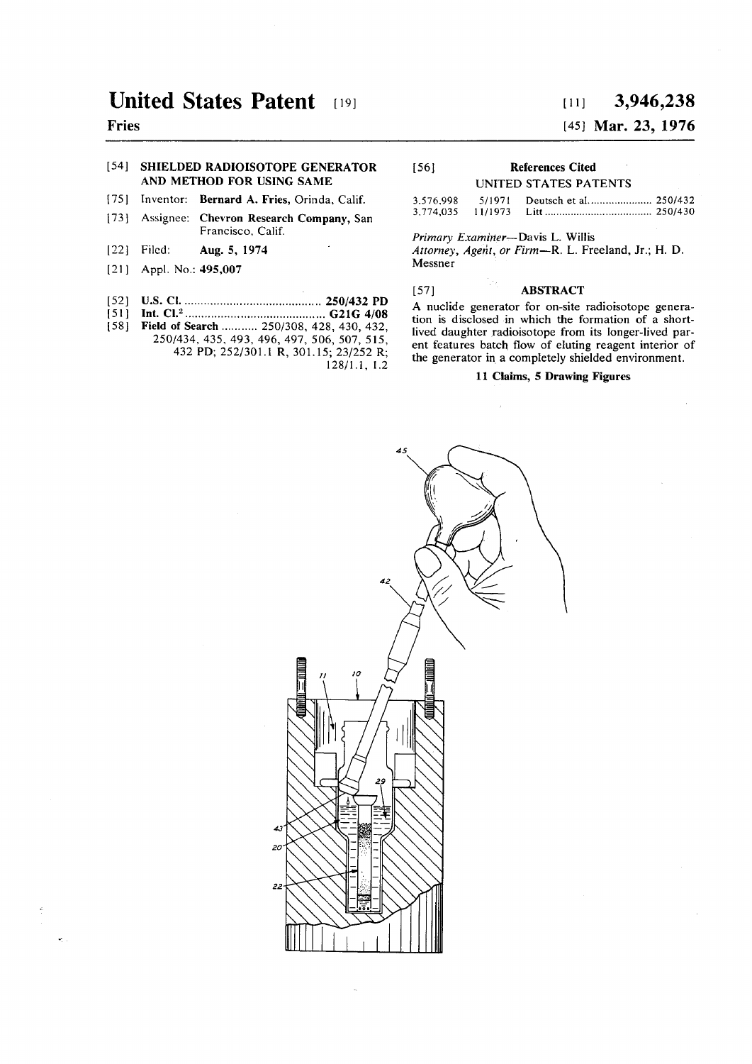# United States Patent [19]

**Fries**

[11] **3,946,238**

[45] **Mar. 23, 1976**

[54] **SHIELDED RADIOISOTOPE GENERATOR AND METHOD FOR USING SAME**

[75] Inventor: **Bernard A. Fries**, Orinda, Calif.

[73] Assignee: **Chevron Research Company**, San Francisco, Calif.

[22] Filed: **Aug. 5, 1974**

[21] Appl. No.: **495,007**

[52] **U.S. Cl.** .......................................... **250/432 PD**

[51] **Int. Cl.**[2] .......................................... **G21G 4/08**

[58] **Field of Search** ........... 250/308, 428, 430, 432, 250/434, 435, 493, 496, 497, 506, 507, 515, 432 PD; 252/301.1 R, 301.15; 23/252 R; 128/1.1, 1.2

[56] **References Cited**

UNITED STATES PATENTS

| | | | |
|---|---|---|---|
| 3,576,998 | 5/1971 | Deutsch et al. | 250/432 |
| 3,774,035 | 11/1973 | Litt | 250/430 |

*Primary Examiner*—Davis L. Willis
*Attorney, Agent, or Firm*—R. L. Freeland, Jr.; H. D. Messner

[57] **ABSTRACT**

A nuclide generator for on-site radioisotope generation is disclosed in which the formation of a short-lived daughter radioisotope from its longer-lived parent features batch flow of eluting reagent interior of the generator in a completely shielded environment.

**11 Claims, 5 Drawing Figures**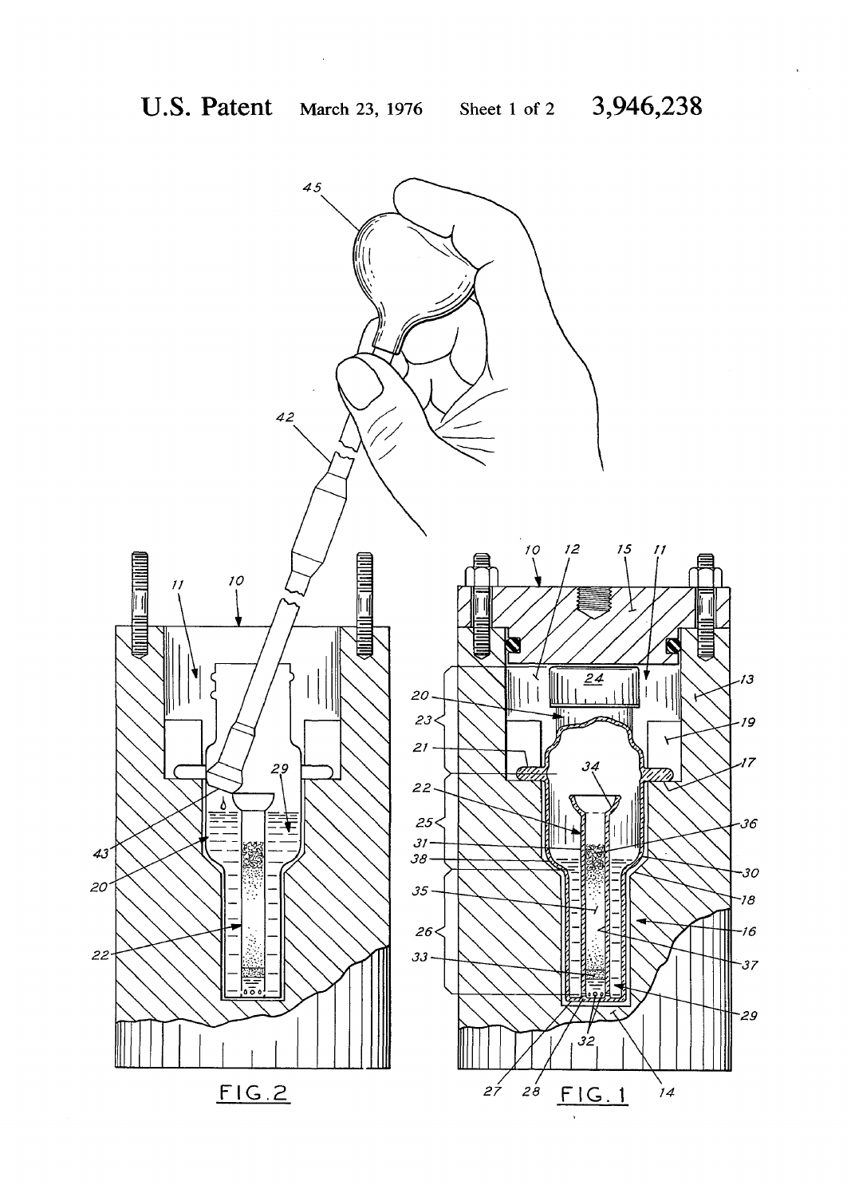FIG. 2

FIG. 1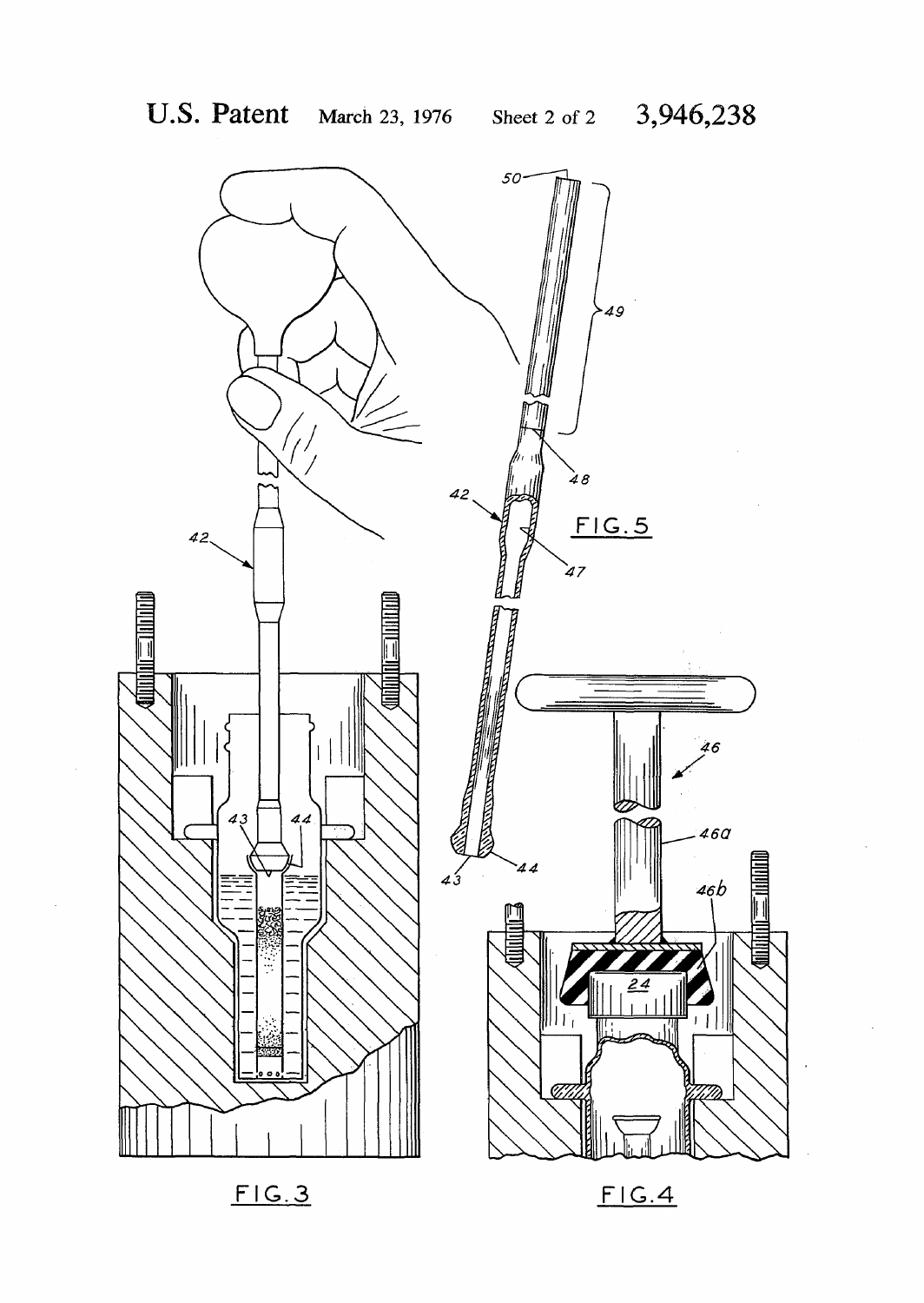FIG. 3

FIG. 4

FIG. 5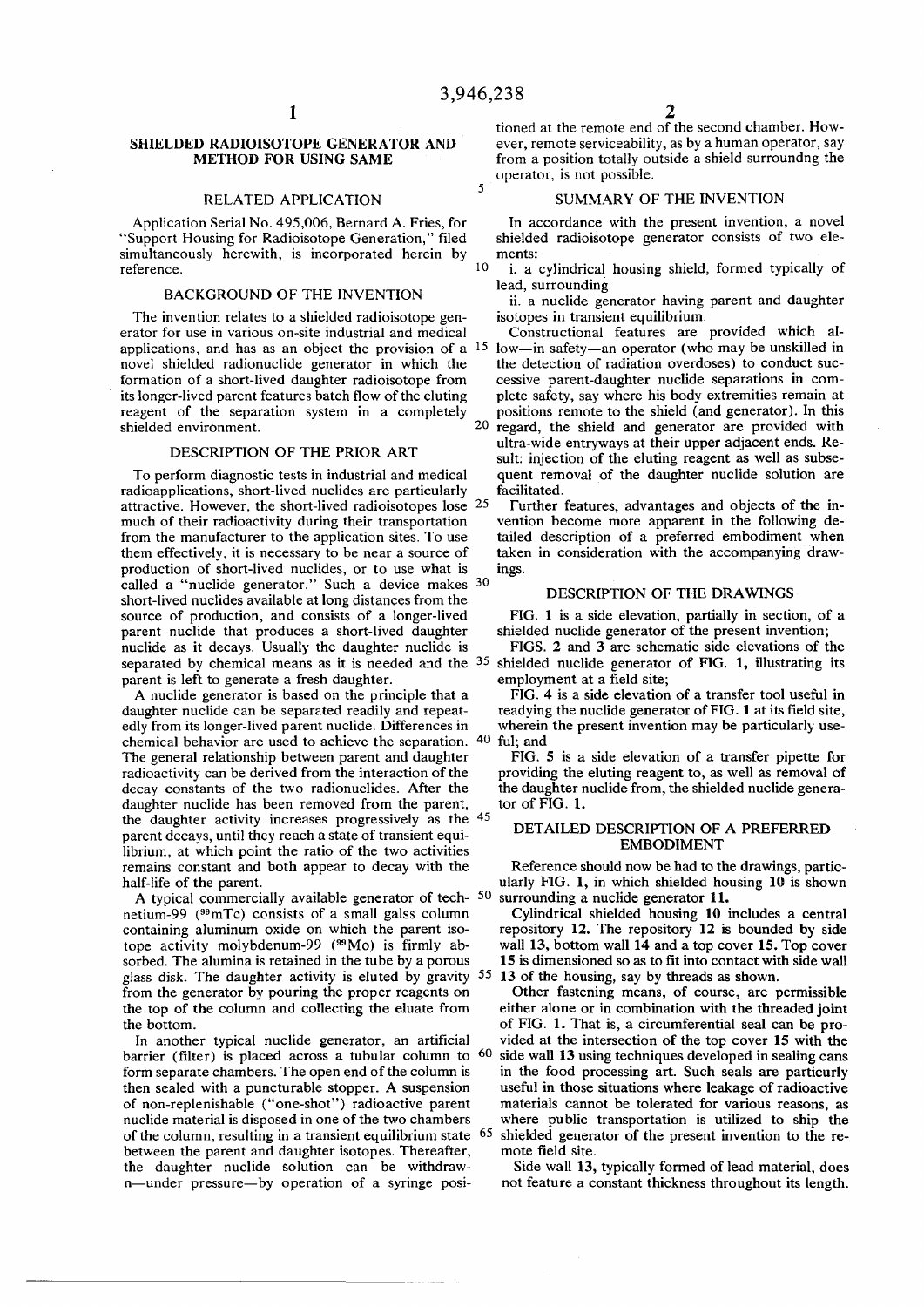# SHIELDED RADIOISOTOPE GENERATOR AND METHOD FOR USING SAME

## RELATED APPLICATION

Application Serial No. 495,006, Bernard A. Fries, for "Support Housing for Radioisotope Generation," filed simultaneously herewith, is incorporated herein by reference.

## BACKGROUND OF THE INVENTION

The invention relates to a shielded radioisotope generator for use in various on-site industrial and medical applications, and has as an object the provision of a novel shielded radionuclide generator in which the formation of a short-lived daughter radioisotope from its longer-lived parent features batch flow of the eluting reagent of the separation system in a completely shielded environment.

## DESCRIPTION OF THE PRIOR ART

To perform diagnostic tests in industrial and medical radioapplications, short-lived nuclides are particularly attractive. However, the short-lived radioisotopes lose much of their radioactivity during their transportation from the manufacturer to the application sites. To use them effectively, it is necessary to be near a source of production of short-lived nuclides, or to use what is called a "nuclide generator." Such a device makes short-lived nuclides available at long distances from the source of production, and consists of a longer-lived parent nuclide that produces a short-lived daughter nuclide as it decays. Usually the daughter nuclide is separated by chemical means as it is needed and the parent is left to generate a fresh daughter.

A nuclide generator is based on the principle that a daughter nuclide can be separated readily and repeatedly from its longer-lived parent nuclide. Differences in chemical behavior are used to achieve the separation. The general relationship between parent and daughter radioactivity can be derived from the interaction of the decay constants of the two radionuclides. After the daughter nuclide has been removed from the parent, the daughter activity increases progressively as the parent decays, until they reach a state of transient equilibrium, at which point the ratio of the two activities remains constant and both appear to decay with the half-life of the parent.

A typical commercially available generator of technetium-99 ($^{99m}Tc$) consists of a small galss column containing aluminum oxide on which the parent isotope activity molybdenum-99 ($^{99}Mo$) is firmly absorbed. The alumina is retained in the tube by a porous glass disk. The daughter activity is eluted by gravity from the generator by pouring the proper reagents on the top of the column and collecting the eluate from the bottom.

In another typical nuclide generator, an artificial barrier (filter) is placed across a tubular column to form separate chambers. The open end of the column is then sealed with a puncturable stopper. A suspension of non-replenishable ("one-shot") radioactive parent nuclide material is disposed in one of the two chambers of the column, resulting in a transient equilibrium state between the parent and daughter isotopes. Thereafter, the daughter nuclide solution can be withdrawn—under pressure—by operation of a syringe positioned at the remote end of the second chamber. However, remote serviceability, as by a human operator, say from a position totally outside a shield surroundng the operator, is not possible.

## SUMMARY OF THE INVENTION

In accordance with the present invention, a novel shielded radioisotope generator consists of two elements:

i. a cylindrical housing shield, formed typically of lead, surrounding

ii. a nuclide generator having parent and daughter isotopes in transient equilibrium.

Constructional features are provided which allow—in safety—an operator (who may be unskilled in the detection of radiation overdoses) to conduct successive parent-daughter nuclide separations in complete safety, say where his body extremities remain at positions remote to the shield (and generator). In this regard, the shield and generator are provided with ultra-wide entryways at their upper adjacent ends. Result: injection of the eluting reagent as well as subsequent removal of the daughter nuclide solution are facilitated.

Further features, advantages and objects of the invention become more apparent in the following detailed description of a preferred embodiment when taken in consideration with the accompanying drawings.

## DESCRIPTION OF THE DRAWINGS

FIG. 1 is a side elevation, partially in section, of a shielded nuclide generator of the present invention;

FIGS. 2 and 3 are schematic side elevations of the shielded nuclide generator of FIG. 1, illustrating its employment at a field site;

FIG. 4 is a side elevation of a transfer tool useful in readying the nuclide generator of FIG. 1 at its field site, wherein the present invention may be particularly useful; and

FIG. 5 is a side elevation of a transfer pipette for providing the eluting reagent to, as well as removal of the daughter nuclide from, the shielded nuclide generator of FIG. 1.

## DETAILED DESCRIPTION OF A PREFERRED EMBODIMENT

Reference should now be had to the drawings, particularly FIG. 1, in which shielded housing **10** is shown surrounding a nuclide generator **11.**

Cylindrical shielded housing **10** includes a central repository **12.** The repository **12** is bounded by side wall **13,** bottom wall **14** and a top cover **15.** Top cover **15** is dimensioned so as to fit into contact with side wall **13** of the housing, say by threads as shown.

Other fastening means, of course, are permissible either alone or in combination with the threaded joint of FIG. **1.** That is, a circumferential seal can be provided at the intersection of the top cover **15** with the side wall **13** using techniques developed in sealing cans in the food processing art. Such seals are particurly useful in those situations where leakage of radioactive materials cannot be tolerated for various reasons, as where public transportation is utilized to ship the shielded generator of the present invention to the remote field site.

Side wall **13,** typically formed of lead material, does not feature a constant thickness throughout its length.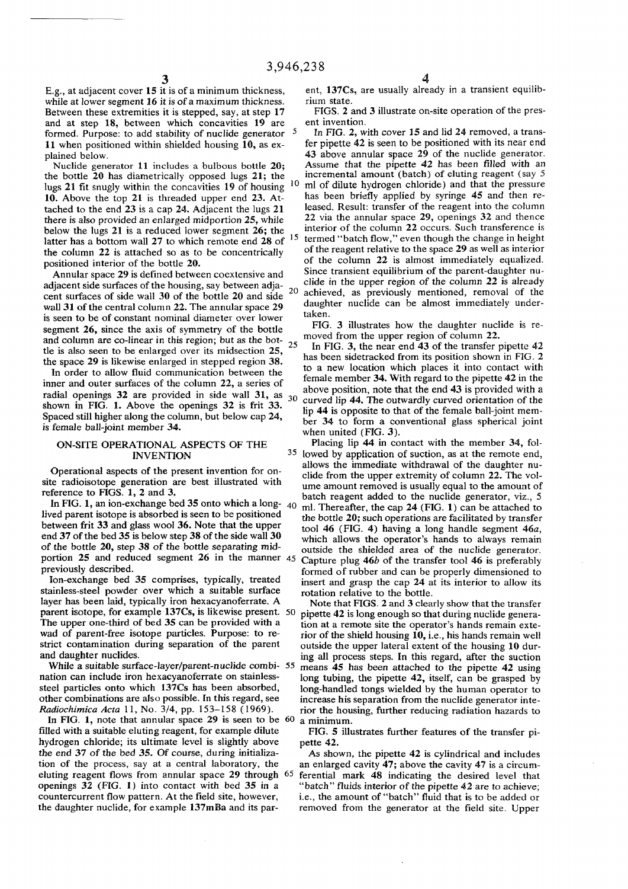E.g., at adjacent cover **15** it is of a minimum thickness, while at lower segment **16** it is of a maximum thickness. Between these extremities it is stepped, say, at step **17** and at step **18**, between which concavities **19** are formed. Purpose: to add stability of nuclide generator **11** when positioned within shielded housing **10**, as explained below.

Nuclide generator **11** includes a bulbous bottle **20**; the bottle **20** has diametrically opposed lugs **21**; the lugs **21** fit snugly within the concavities **19** of housing **10**. Above the top **21** is threaded upper end **23**. Attached to the end **23** is a cap **24**. Adjacent the lugs **21** there is also provided an enlarged midportion **25**, while below the lugs **21** is a reduced lower segment **26**; the latter has a bottom wall **27** to which remote end **28** of the column **22** is attached so as to be concentrically positioned interior of the bottle **20**.

Annular space **29** is defined between coextensive and adjacent side surfaces of the housing, say between adjacent surfaces of side wall **30** of the bottle **20** and side wall **31** of the central column **22**. The annular space **29** is seen to be of constant nominal diameter over lower segment **26**, since the axis of symmetry of the bottle and column are co-linear in this region; but as the bottle is also seen to be enlarged over its midsection **25**, the space **29** is likewise enlarged in stepped region **38**.

In order to allow fluid communication between the inner and outer surfaces of the column **22**, a series of radial openings **32** are provided in side wall **31**, as shown in FIG. **1**. Above the openings **32** is frit **33**. Spaced still higher along the column, but below cap **24**, is female ball-joint member **34**.

## ON-SITE OPERATIONAL ASPECTS OF THE INVENTION

Operational aspects of the present invention for on-site radioisotope generation are best illustrated with reference to FIGS. **1, 2** and **3**.

In FIG. **1**, an ion-exchange bed **35** onto which a long-lived parent isotope is absorbed is seen to be positioned between frit **33** and glass wool **36**. Note that the upper end **37** of the bed **35** is below step **38** of the side wall **30** of the bottle **20**, step **38** of the bottle separating midportion **25** and reduced segment **26** in the manner previously described.

Ion-exchange bed **35** comprises, typically, treated stainless-steel powder over which a suitable surface layer has been laid, typically iron hexacyanoferrate. A parent isotope, for example **137Cs**, is likewise present. The upper one-third of bed **35** can be provided with a wad of parent-free isotope particles. Purpose: to restrict contamination during separation of the parent and daughter nuclides.

While a suitable surface-layer/parent-nuclide combination can include iron hexacyanoferrate on stainless-steel particles onto which **137Cs** has been absorbed, other combinations are also possible. In this regard, see *Radiochimica Acta* 11, No. 3/4, pp. 153–158 (1969).

In FIG. **1**, note that annular space **29** is seen to be filled with a suitable eluting reagent, for example dilute hydrogen chloride; its ultimate level is slightly above the end **37** of the bed **35**. Of course, during initialization of the process, say at a central laboratory, the eluting reagent flows from annular space **29** through openings **32** (FIG. **1**) into contact with bed **35** in a countercurrent flow pattern. At the field site, however, the daughter nuclide, for example **137mBa** and its parent, **137Cs**, are usually already in a transient equilibrium state.

FIGS. **2** and **3** illustrate on-site operation of the present invention.

In FIG. **2**, with cover **15** and lid **24** removed, a transfer pipette **42** is seen to be positioned with its near end **43** above annular space **29** of the nuclide generator. Assume that the pipette **42** has been filled with an incremental amount (batch) of eluting reagent (say 5 ml of dilute hydrogen chloride) and that the pressure has been briefly applied by syringe **45** and then released. Result: transfer of the reagent into the column **22** via the annular space **29**, openings **32** and thence interior of the column **22** occurs. Such transference is termed "batch flow," even though the change in height of the reagent relative to the space **29** as well as interior of the column **22** is almost immediately equalized. Since transient equilibrium of the parent-daughter nuclide in the upper region of the column **22** is already achieved, as previously mentioned, removal of the daughter nuclide can be almost immediately undertaken.

FIG. **3** illustrates how the daughter nuclide is removed from the upper region of column **22**.

In FIG. **3**, the near end **43** of the transfer pipette **42** has been sidetracked from its position shown in FIG. **2** to a new location which places it into contact with female member **34**. With regard to the pipette **42** in the above position, note that the end **43** is provided with a curved lip **44**. The outwardly curved orientation of the lip **44** is opposite to that of the female ball-joint member **34** to form a conventional glass spherical joint when united (FIG. **3**).

Placing lip **44** in contact with the member **34**, followed by application of suction, as at the remote end, allows the immediate withdrawal of the daughter nuclide from the upper extremity of column **22**. The volume amount removed is usually equal to the amount of batch reagent added to the nuclide generator, viz., 5 ml. Thereafter, the cap **24** (FIG. **1**) can be attached to the bottle **20**; such operations are facilitated by transfer tool **46** (FIG. **4**) having a long handle segment **46***a*, which allows the operator's hands to always remain outside the shielded area of the nuclide generator. Capture plug **46***b* of the transfer tool **46** is preferably formed of rubber and can be properly dimensioned to insert and grasp the cap **24** at its interior to allow its rotation relative to the bottle.

Note that FIGS. **2** and **3** clearly show that the transfer pipette **42** is long enough so that during nuclide generation at a remote site the operator's hands remain exterior of the shield housing **10**, i.e., his hands remain well outside the upper lateral extent of the housing **10** during all process steps. In this regard, after the suction means **45** has been attached to the pipette **42** using long tubing, the pipette **42**, itself, can be grasped by long-handled tongs wielded by the human operator to increase his separation from the nuclide generator interior the housing, further reducing radiation hazards to a minimum.

FIG. **5** illustrates further features of the transfer pipette **42**.

As shown, the pipette **42** is cylindrical and includes an enlarged cavity **47**; above the cavity **47** is a circumferential mark **48** indicating the desired level that "batch" fluids interior of the pipette **42** are to achieve; i.e., the amount of "batch" fluid that is to be added or removed from the generator at the field site. Upper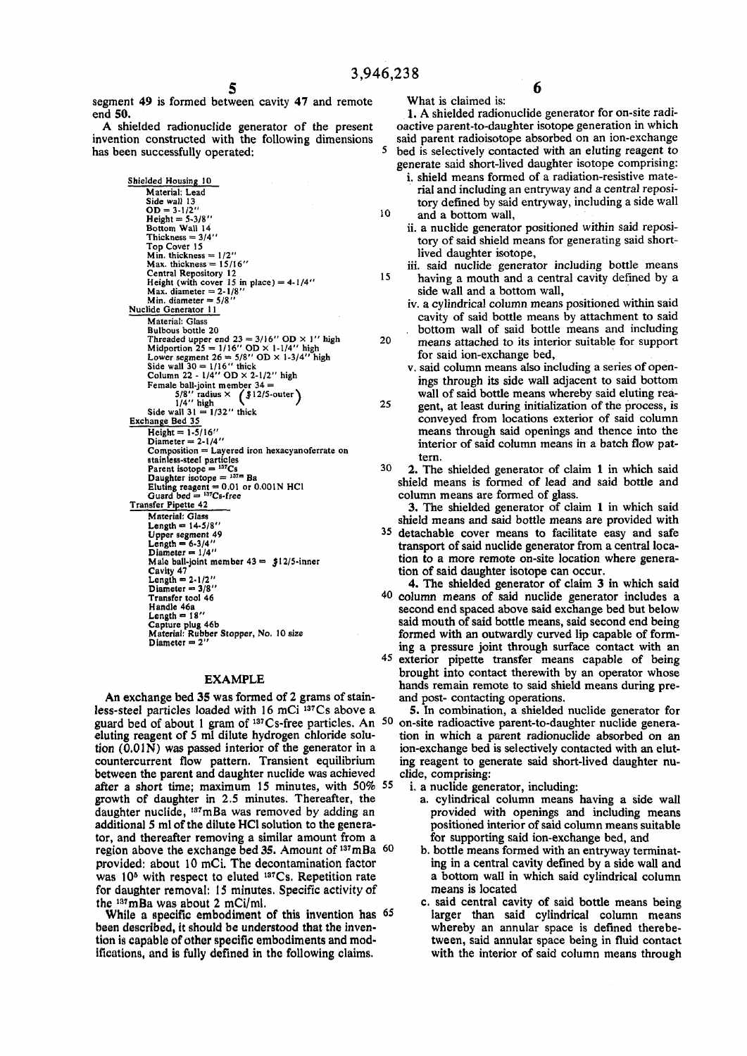segment 49 is formed between cavity 47 and remote end 50.

A shielded radionuclide generator of the present invention constructed with the following dimensions has been successfully operated:

Shielded Housing 10
- Material: Lead
- Side wall 13
  - OD = 3-1/2"
  - Height = 5-3/8"
- Bottom Wall 14
  - Thickness = 3/4"
- Top Cover 15
  - Min. thickness = 1/2"
  - Max. thickness = 15/16"
- Central Repository 12
  - Height (with cover 15 in place) = 4-1/4"
  - Max. diameter = 2-1/8"
  - Min. diameter = 5/8"

Nuclide Generator 11
- Material: Glass
- Bulbous bottle 20
  - Threaded upper end 23 = 3/16" OD × 1" high
  - Midportion 25 = 1/16" OD × 1-1/4" high
  - Lower segment 26 = 5/8" OD × 1-3/4" high
  - Side wall 30 = 1/16" thick
- Column 22 - 1/4" OD × 2-1/2" high
  - Female ball-joint member 34 = 5/8" radius × 1/4" high (§12/5-outer)
  - Side wall 31 = 1/32" thick

Exchange Bed 35
- Height = 1-5/16"
- Diameter = 2-1/4"
- Composition = Layered iron hexacyanoferrate on stainless-steel particles
- Parent isotope = $^{137}$Cs
- Daughter isotope = $^{137m}$Ba
- Eluting reagent = 0.01 or 0.001N HCl
- Guard bed = $^{137}$Cs-free

Transfer Pipette 42
- Material: Glass
- Length = 14-5/8"
- Upper segment 49
  - Length = 6-3/4"
  - Diameter = 1/4"
- Male ball-joint member 43 = §12/5-inner
- Cavity 47
  - Length = 2-1/2"
  - Diameter = 3/8"
- Transfer tool 46
  - Handle 46a
    - Length = 18"
  - Capture plug 46b
    - Material: Rubber Stopper, No. 10 size
    - Diameter = 2"

## EXAMPLE

An exchange bed 35 was formed of 2 grams of stainless-steel particles loaded with 16 mCi $^{137}$Cs above a guard bed of about 1 gram of $^{137}$Cs-free particles. An eluting reagent of 5 ml dilute hydrogen chloride solution (0.01N) was passed interior of the generator in a countercurrent flow pattern. Transient equilibrium between the parent and daughter nuclide was achieved after a short time; maximum 15 minutes, with 50% growth of daughter in 2.5 minutes. Thereafter, the daughter nuclide, $^{137}$mBa was removed by adding an additional 5 ml of the dilute HCl solution to the generator, and thereafter removing a similar amount from a region above the exchange bed 35. Amount of $^{137}$mBa provided: about 10 mCi. The decontamination factor was $10^5$ with respect to eluted $^{137}$Cs. Repetition rate for daughter removal: 15 minutes. Specific activity of the $^{137}$mBa was about 2 mCi/ml.

While a specific embodiment of this invention has been described, it should be understood that the invention is capable of other specific embodiments and modifications, and is fully defined in the following claims.

What is claimed is:

1. A shielded radionuclide generator for on-site radioactive parent-to-daughter isotope generation in which said parent radioisotope absorbed on an ion-exchange bed is selectively contacted with an eluting reagent to generate said short-lived daughter isotope comprising:
   i. shield means formed of a radiation-resistive material and including an entryway and a central repository defined by said entryway, including a side wall and a bottom wall,
   ii. a nuclide generator positioned within said repository of said shield means for generating said short-lived daughter isotope,
   iii. said nuclide generator including bottle means having a mouth and a central cavity defined by a side wall and a bottom wall,
   iv. a cylindrical column means positioned within said cavity of said bottle means by attachment to said bottom wall of said bottle means and including means attached to its interior suitable for support for said ion-exchange bed,
   v. said column means also including a series of openings through its side wall adjacent to said bottom wall of said bottle means whereby said eluting reagent, at least during initialization of the process, is conveyed from locations exterior of said column means through said openings and thence into the interior of said column means in a batch flow pattern.

2. The shielded generator of claim 1 in which said shield means is formed of lead and said bottle and column means are formed of glass.

3. The shielded generator of claim 1 in which said shield means and said bottle means are provided with detachable cover means to facilitate easy and safe transport of said nuclide generator from a central location to a more remote on-site location where generation of said daughter isotope can occur.

4. The shielded generator of claim 3 in which said column means of said nuclide generator includes a second end spaced above said exchange bed but below said mouth of said bottle means, said second end being formed with an outwardly curved lip capable of forming a pressure joint through surface contact with an exterior pipette transfer means capable of being brought into contact therewith by an operator whose hands remain remote to said shield means during pre- and post- contacting operations.

5. In combination, a shielded nuclide generator for on-site radioactive parent-to-daughter nuclide generation in which a parent radionuclide absorbed on an ion-exchange bed is selectively contacted with an eluting reagent to generate said short-lived daughter nuclide, comprising:
   i. a nuclide generator, including:
      a. cylindrical column means having a side wall provided with openings and including means positioned interior of said column means suitable for supporting said ion-exchange bed, and
      b. bottle means formed with an entryway terminating in a central cavity defined by a side wall and a bottom wall in which said cylindrical column means is located
      c. said central cavity of said bottle means being larger than said cylindrical column means whereby an annular space is defined therebetween, said annular space being in fluid contact with the interior of said column means through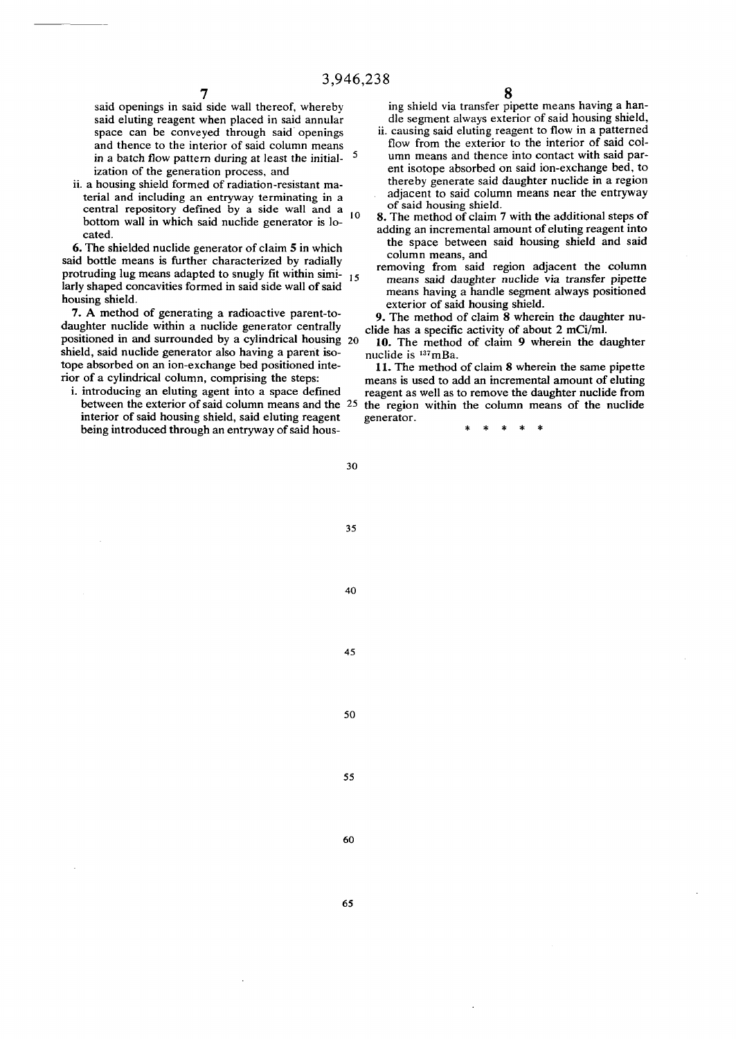said openings in said side wall thereof, whereby said eluting reagent when placed in said annular space can be conveyed through said openings and thence to the interior of said column means in a batch flow pattern during at least the initialization of the generation process, and

ii. a housing shield formed of radiation-resistant material and including an entryway terminating in a central repository defined by a side wall and a bottom wall in which said nuclide generator is located.

**6.** The shielded nuclide generator of claim **5** in which said bottle means is further characterized by radially protruding lug means adapted to snugly fit within similarly shaped concavities formed in said side wall of said housing shield.

**7.** A method of generating a radioactive parent-to-daughter nuclide within a nuclide generator centrally positioned in and surrounded by a cylindrical housing shield, said nuclide generator also having a parent isotope absorbed on an ion-exchange bed positioned interior of a cylindrical column, comprising the steps:

i. introducing an eluting agent into a space defined between the exterior of said column means and the interior of said housing shield, said eluting reagent being introduced through an entryway of said housing shield via transfer pipette means having a handle segment always exterior of said housing shield,

ii. causing said eluting reagent to flow in a patterned flow from the exterior to the interior of said column means and thence into contact with said parent isotope absorbed on said ion-exchange bed, to thereby generate said daughter nuclide in a region adjacent to said column means near the entryway of said housing shield.

**8.** The method of claim **7** with the additional steps of adding an incremental amount of eluting reagent into the space between said housing shield and said column means, and

removing from said region adjacent the column means said daughter nuclide via transfer pipette means having a handle segment always positioned exterior of said housing shield.

**9.** The method of claim **8** wherein the daughter nuclide has a specific activity of about 2 mCi/ml.

**10.** The method of claim **9** wherein the daughter nuclide is $^{137m}Ba$.

**11.** The method of claim **8** wherein the same pipette means is used to add an incremental amount of eluting reagent as well as to remove the daughter nuclide from the region within the column means of the nuclide generator.

\* \* \* \* \*